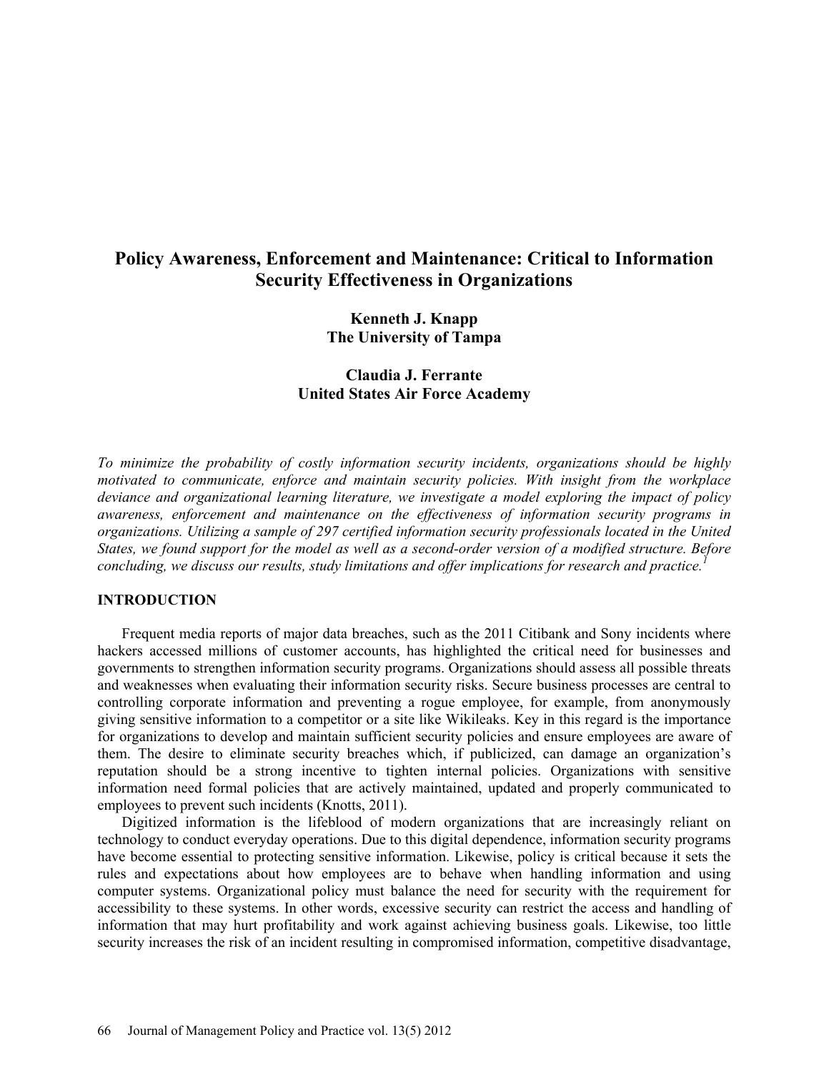# Policy Awareness, Enforcement and Maintenance: Critical to Information Security Effectiveness in Organizations

**Kenneth J. Knapp**
**The University of Tampa**

**Claudia J. Ferrante**
**United States Air Force Academy**

*To minimize the probability of costly information security incidents, organizations should be highly motivated to communicate, enforce and maintain security policies. With insight from the workplace deviance and organizational learning literature, we investigate a model exploring the impact of policy awareness, enforcement and maintenance on the effectiveness of information security programs in organizations. Utilizing a sample of 297 certified information security professionals located in the United States, we found support for the model as well as a second-order version of a modified structure. Before concluding, we discuss our results, study limitations and offer implications for research and practice.*[1]

## INTRODUCTION

Frequent media reports of major data breaches, such as the 2011 Citibank and Sony incidents where hackers accessed millions of customer accounts, has highlighted the critical need for businesses and governments to strengthen information security programs. Organizations should assess all possible threats and weaknesses when evaluating their information security risks. Secure business processes are central to controlling corporate information and preventing a rogue employee, for example, from anonymously giving sensitive information to a competitor or a site like Wikileaks. Key in this regard is the importance for organizations to develop and maintain sufficient security policies and ensure employees are aware of them. The desire to eliminate security breaches which, if publicized, can damage an organization's reputation should be a strong incentive to tighten internal policies. Organizations with sensitive information need formal policies that are actively maintained, updated and properly communicated to employees to prevent such incidents (Knotts, 2011).

Digitized information is the lifeblood of modern organizations that are increasingly reliant on technology to conduct everyday operations. Due to this digital dependence, information security programs have become essential to protecting sensitive information. Likewise, policy is critical because it sets the rules and expectations about how employees are to behave when handling information and using computer systems. Organizational policy must balance the need for security with the requirement for accessibility to these systems. In other words, excessive security can restrict the access and handling of information that may hurt profitability and work against achieving business goals. Likewise, too little security increases the risk of an incident resulting in compromised information, competitive disadvantage,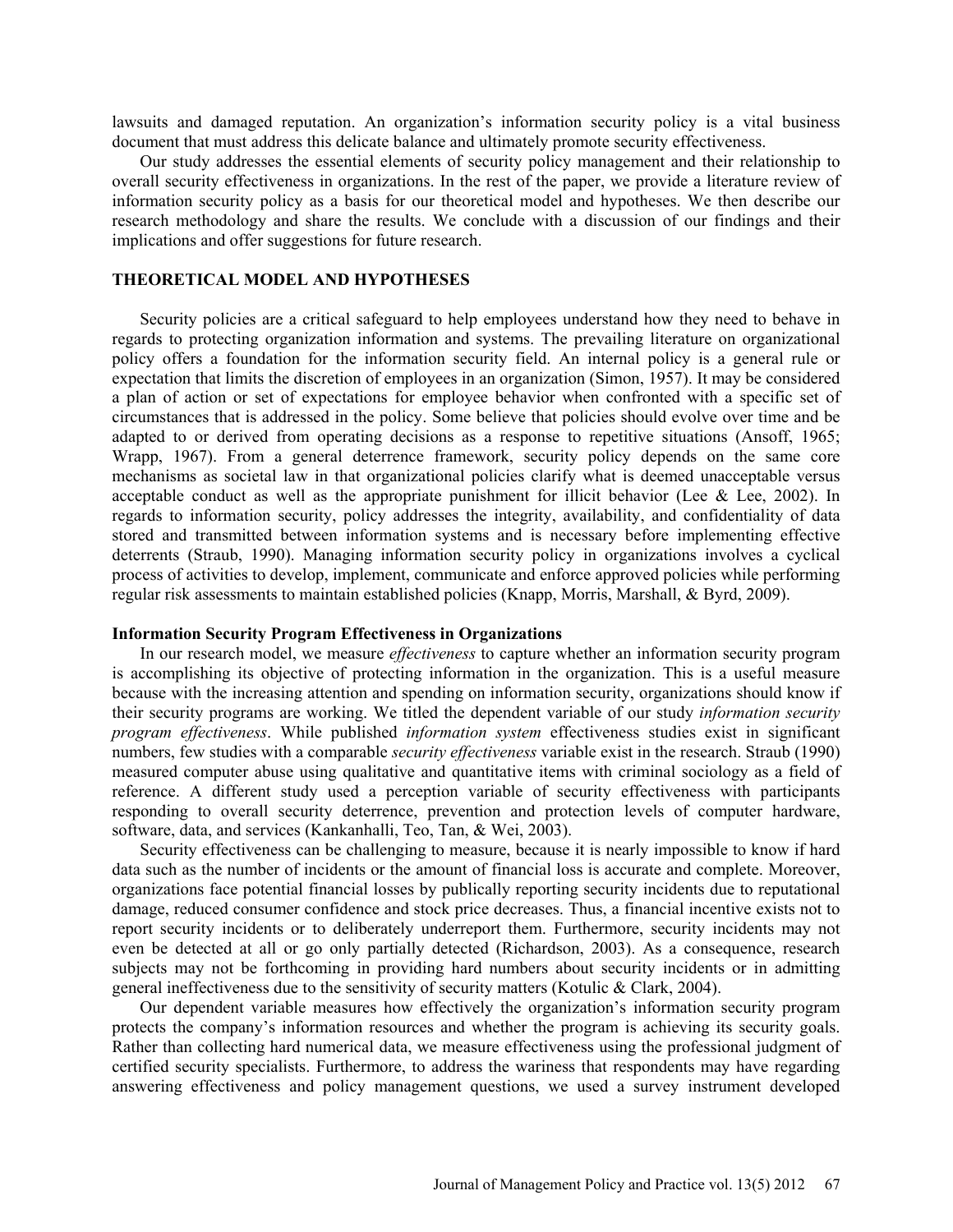lawsuits and damaged reputation. An organization's information security policy is a vital business document that must address this delicate balance and ultimately promote security effectiveness.

Our study addresses the essential elements of security policy management and their relationship to overall security effectiveness in organizations. In the rest of the paper, we provide a literature review of information security policy as a basis for our theoretical model and hypotheses. We then describe our research methodology and share the results. We conclude with a discussion of our findings and their implications and offer suggestions for future research.

## THEORETICAL MODEL AND HYPOTHESES

Security policies are a critical safeguard to help employees understand how they need to behave in regards to protecting organization information and systems. The prevailing literature on organizational policy offers a foundation for the information security field. An internal policy is a general rule or expectation that limits the discretion of employees in an organization (Simon, 1957). It may be considered a plan of action or set of expectations for employee behavior when confronted with a specific set of circumstances that is addressed in the policy. Some believe that policies should evolve over time and be adapted to or derived from operating decisions as a response to repetitive situations (Ansoff, 1965; Wrapp, 1967). From a general deterrence framework, security policy depends on the same core mechanisms as societal law in that organizational policies clarify what is deemed unacceptable versus acceptable conduct as well as the appropriate punishment for illicit behavior (Lee & Lee, 2002). In regards to information security, policy addresses the integrity, availability, and confidentiality of data stored and transmitted between information systems and is necessary before implementing effective deterrents (Straub, 1990). Managing information security policy in organizations involves a cyclical process of activities to develop, implement, communicate and enforce approved policies while performing regular risk assessments to maintain established policies (Knapp, Morris, Marshall, & Byrd, 2009).

### Information Security Program Effectiveness in Organizations

In our research model, we measure *effectiveness* to capture whether an information security program is accomplishing its objective of protecting information in the organization. This is a useful measure because with the increasing attention and spending on information security, organizations should know if their security programs are working. We titled the dependent variable of our study *information security program effectiveness*. While published *information system* effectiveness studies exist in significant numbers, few studies with a comparable *security effectiveness* variable exist in the research. Straub (1990) measured computer abuse using qualitative and quantitative items with criminal sociology as a field of reference. A different study used a perception variable of security effectiveness with participants responding to overall security deterrence, prevention and protection levels of computer hardware, software, data, and services (Kankanhalli, Teo, Tan, & Wei, 2003).

Security effectiveness can be challenging to measure, because it is nearly impossible to know if hard data such as the number of incidents or the amount of financial loss is accurate and complete. Moreover, organizations face potential financial losses by publically reporting security incidents due to reputational damage, reduced consumer confidence and stock price decreases. Thus, a financial incentive exists not to report security incidents or to deliberately underreport them. Furthermore, security incidents may not even be detected at all or go only partially detected (Richardson, 2003). As a consequence, research subjects may not be forthcoming in providing hard numbers about security incidents or in admitting general ineffectiveness due to the sensitivity of security matters (Kotulic & Clark, 2004).

Our dependent variable measures how effectively the organization's information security program protects the company's information resources and whether the program is achieving its security goals. Rather than collecting hard numerical data, we measure effectiveness using the professional judgment of certified security specialists. Furthermore, to address the wariness that respondents may have regarding answering effectiveness and policy management questions, we used a survey instrument developed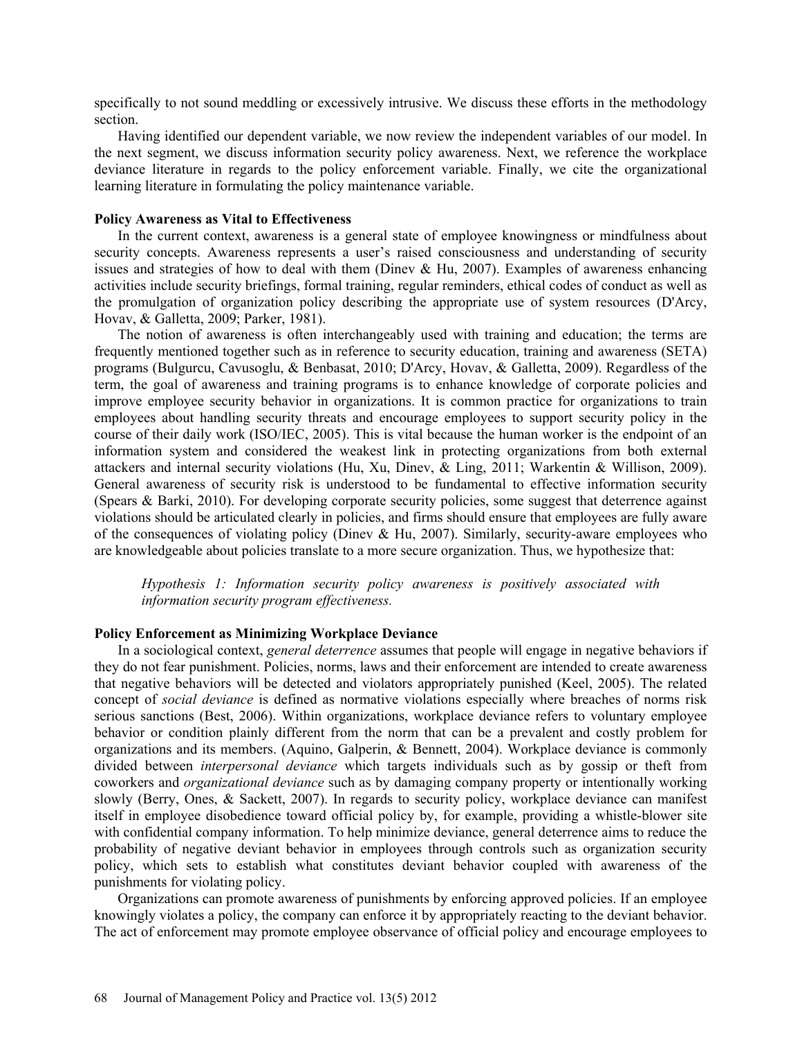specifically to not sound meddling or excessively intrusive. We discuss these efforts in the methodology section.

Having identified our dependent variable, we now review the independent variables of our model. In the next segment, we discuss information security policy awareness. Next, we reference the workplace deviance literature in regards to the policy enforcement variable. Finally, we cite the organizational learning literature in formulating the policy maintenance variable.

**Policy Awareness as Vital to Effectiveness**

In the current context, awareness is a general state of employee knowingness or mindfulness about security concepts. Awareness represents a user's raised consciousness and understanding of security issues and strategies of how to deal with them (Dinev & Hu, 2007). Examples of awareness enhancing activities include security briefings, formal training, regular reminders, ethical codes of conduct as well as the promulgation of organization policy describing the appropriate use of system resources (D'Arcy, Hovav, & Galletta, 2009; Parker, 1981).

The notion of awareness is often interchangeably used with training and education; the terms are frequently mentioned together such as in reference to security education, training and awareness (SETA) programs (Bulgurcu, Cavusoglu, & Benbasat, 2010; D'Arcy, Hovav, & Galletta, 2009). Regardless of the term, the goal of awareness and training programs is to enhance knowledge of corporate policies and improve employee security behavior in organizations. It is common practice for organizations to train employees about handling security threats and encourage employees to support security policy in the course of their daily work (ISO/IEC, 2005). This is vital because the human worker is the endpoint of an information system and considered the weakest link in protecting organizations from both external attackers and internal security violations (Hu, Xu, Dinev, & Ling, 2011; Warkentin & Willison, 2009). General awareness of security risk is understood to be fundamental to effective information security (Spears & Barki, 2010). For developing corporate security policies, some suggest that deterrence against violations should be articulated clearly in policies, and firms should ensure that employees are fully aware of the consequences of violating policy (Dinev & Hu, 2007). Similarly, security-aware employees who are knowledgeable about policies translate to a more secure organization. Thus, we hypothesize that:

> *Hypothesis 1: Information security policy awareness is positively associated with information security program effectiveness.*

**Policy Enforcement as Minimizing Workplace Deviance**

In a sociological context, *general deterrence* assumes that people will engage in negative behaviors if they do not fear punishment. Policies, norms, laws and their enforcement are intended to create awareness that negative behaviors will be detected and violators appropriately punished (Keel, 2005). The related concept of *social deviance* is defined as normative violations especially where breaches of norms risk serious sanctions (Best, 2006). Within organizations, workplace deviance refers to voluntary employee behavior or condition plainly different from the norm that can be a prevalent and costly problem for organizations and its members. (Aquino, Galperin, & Bennett, 2004). Workplace deviance is commonly divided between *interpersonal deviance* which targets individuals such as by gossip or theft from coworkers and *organizational deviance* such as by damaging company property or intentionally working slowly (Berry, Ones, & Sackett, 2007). In regards to security policy, workplace deviance can manifest itself in employee disobedience toward official policy by, for example, providing a whistle-blower site with confidential company information. To help minimize deviance, general deterrence aims to reduce the probability of negative deviant behavior in employees through controls such as organization security policy, which sets to establish what constitutes deviant behavior coupled with awareness of the punishments for violating policy.

Organizations can promote awareness of punishments by enforcing approved policies. If an employee knowingly violates a policy, the company can enforce it by appropriately reacting to the deviant behavior. The act of enforcement may promote employee observance of official policy and encourage employees to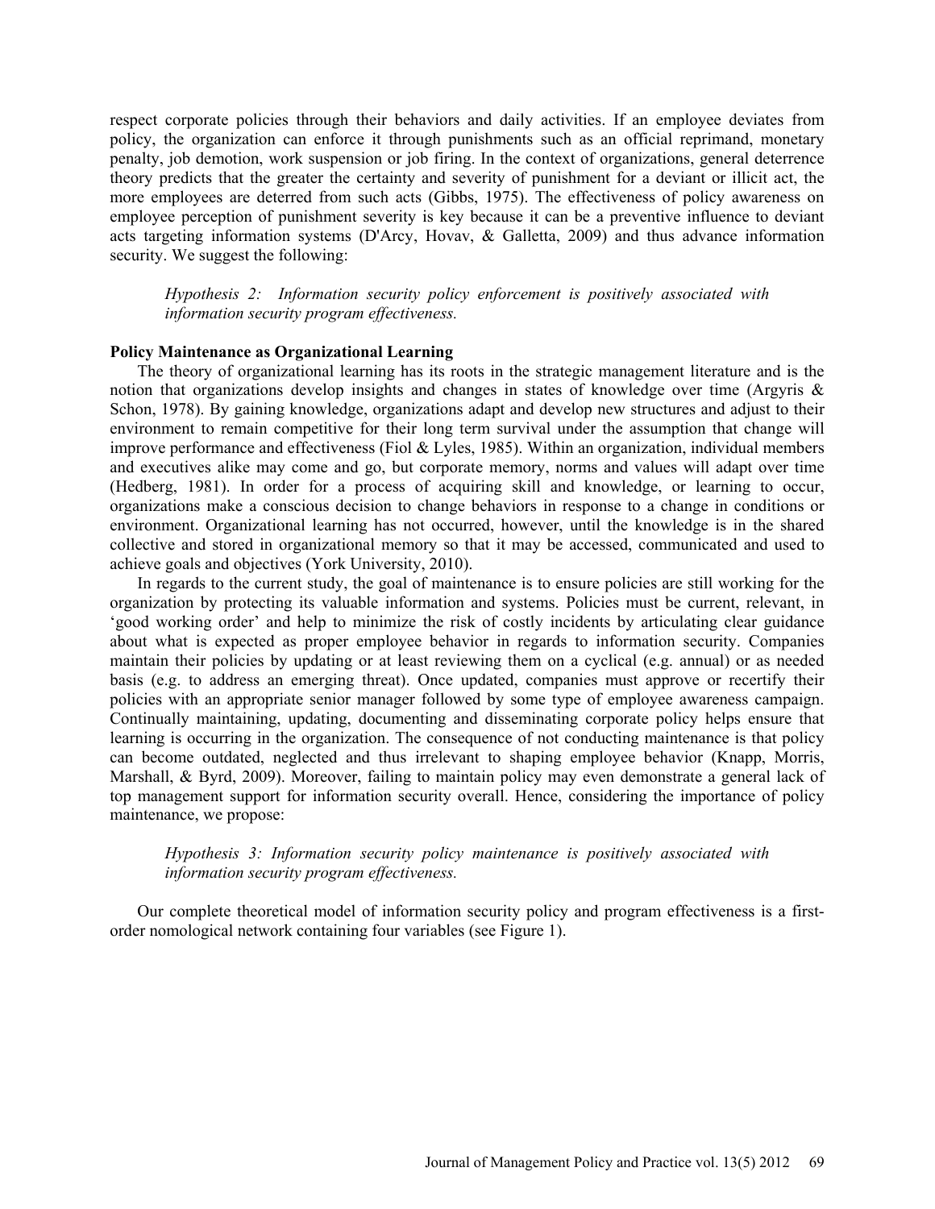respect corporate policies through their behaviors and daily activities. If an employee deviates from policy, the organization can enforce it through punishments such as an official reprimand, monetary penalty, job demotion, work suspension or job firing. In the context of organizations, general deterrence theory predicts that the greater the certainty and severity of punishment for a deviant or illicit act, the more employees are deterred from such acts (Gibbs, 1975). The effectiveness of policy awareness on employee perception of punishment severity is key because it can be a preventive influence to deviant acts targeting information systems (D'Arcy, Hovav, & Galletta, 2009) and thus advance information security. We suggest the following:

> *Hypothesis 2: Information security policy enforcement is positively associated with information security program effectiveness.*

**Policy Maintenance as Organizational Learning**

The theory of organizational learning has its roots in the strategic management literature and is the notion that organizations develop insights and changes in states of knowledge over time (Argyris & Schon, 1978). By gaining knowledge, organizations adapt and develop new structures and adjust to their environment to remain competitive for their long term survival under the assumption that change will improve performance and effectiveness (Fiol & Lyles, 1985). Within an organization, individual members and executives alike may come and go, but corporate memory, norms and values will adapt over time (Hedberg, 1981). In order for a process of acquiring skill and knowledge, or learning to occur, organizations make a conscious decision to change behaviors in response to a change in conditions or environment. Organizational learning has not occurred, however, until the knowledge is in the shared collective and stored in organizational memory so that it may be accessed, communicated and used to achieve goals and objectives (York University, 2010).

In regards to the current study, the goal of maintenance is to ensure policies are still working for the organization by protecting its valuable information and systems. Policies must be current, relevant, in 'good working order' and help to minimize the risk of costly incidents by articulating clear guidance about what is expected as proper employee behavior in regards to information security. Companies maintain their policies by updating or at least reviewing them on a cyclical (e.g. annual) or as needed basis (e.g. to address an emerging threat). Once updated, companies must approve or recertify their policies with an appropriate senior manager followed by some type of employee awareness campaign. Continually maintaining, updating, documenting and disseminating corporate policy helps ensure that learning is occurring in the organization. The consequence of not conducting maintenance is that policy can become outdated, neglected and thus irrelevant to shaping employee behavior (Knapp, Morris, Marshall, & Byrd, 2009). Moreover, failing to maintain policy may even demonstrate a general lack of top management support for information security overall. Hence, considering the importance of policy maintenance, we propose:

> *Hypothesis 3: Information security policy maintenance is positively associated with information security program effectiveness.*

Our complete theoretical model of information security policy and program effectiveness is a first-order nomological network containing four variables (see Figure 1).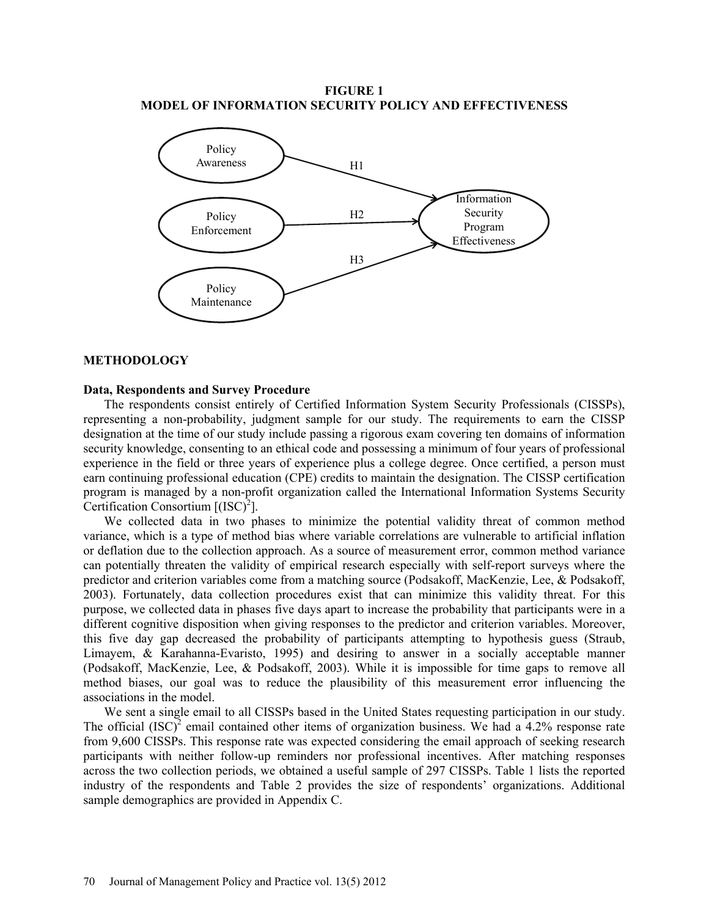**FIGURE 1**
**MODEL OF INFORMATION SECURITY POLICY AND EFFECTIVENESS**

Policy Awareness → (H1) → Information Security Program Effectiveness

Policy Enforcement → (H2) → Information Security Program Effectiveness

Policy Maintenance → (H3) → Information Security Program Effectiveness

## METHODOLOGY

### Data, Respondents and Survey Procedure

The respondents consist entirely of Certified Information System Security Professionals (CISSPs), representing a non-probability, judgment sample for our study. The requirements to earn the CISSP designation at the time of our study include passing a rigorous exam covering ten domains of information security knowledge, consenting to an ethical code and possessing a minimum of four years of professional experience in the field or three years of experience plus a college degree. Once certified, a person must earn continuing professional education (CPE) credits to maintain the designation. The CISSP certification program is managed by a non-profit organization called the International Information Systems Security Certification Consortium [$(ISC)^2$].

We collected data in two phases to minimize the potential validity threat of common method variance, which is a type of method bias where variable correlations are vulnerable to artificial inflation or deflation due to the collection approach. As a source of measurement error, common method variance can potentially threaten the validity of empirical research especially with self-report surveys where the predictor and criterion variables come from a matching source (Podsakoff, MacKenzie, Lee, & Podsakoff, 2003). Fortunately, data collection procedures exist that can minimize this validity threat. For this purpose, we collected data in phases five days apart to increase the probability that participants were in a different cognitive disposition when giving responses to the predictor and criterion variables. Moreover, this five day gap decreased the probability of participants attempting to hypothesis guess (Straub, Limayem, & Karahanna-Evaristo, 1995) and desiring to answer in a socially acceptable manner (Podsakoff, MacKenzie, Lee, & Podsakoff, 2003). While it is impossible for time gaps to remove all method biases, our goal was to reduce the plausibility of this measurement error influencing the associations in the model.

We sent a single email to all CISSPs based in the United States requesting participation in our study. The official $(ISC)^2$ email contained other items of organization business. We had a 4.2% response rate from 9,600 CISSPs. This response rate was expected considering the email approach of seeking research participants with neither follow-up reminders nor professional incentives. After matching responses across the two collection periods, we obtained a useful sample of 297 CISSPs. Table 1 lists the reported industry of the respondents and Table 2 provides the size of respondents' organizations. Additional sample demographics are provided in Appendix C.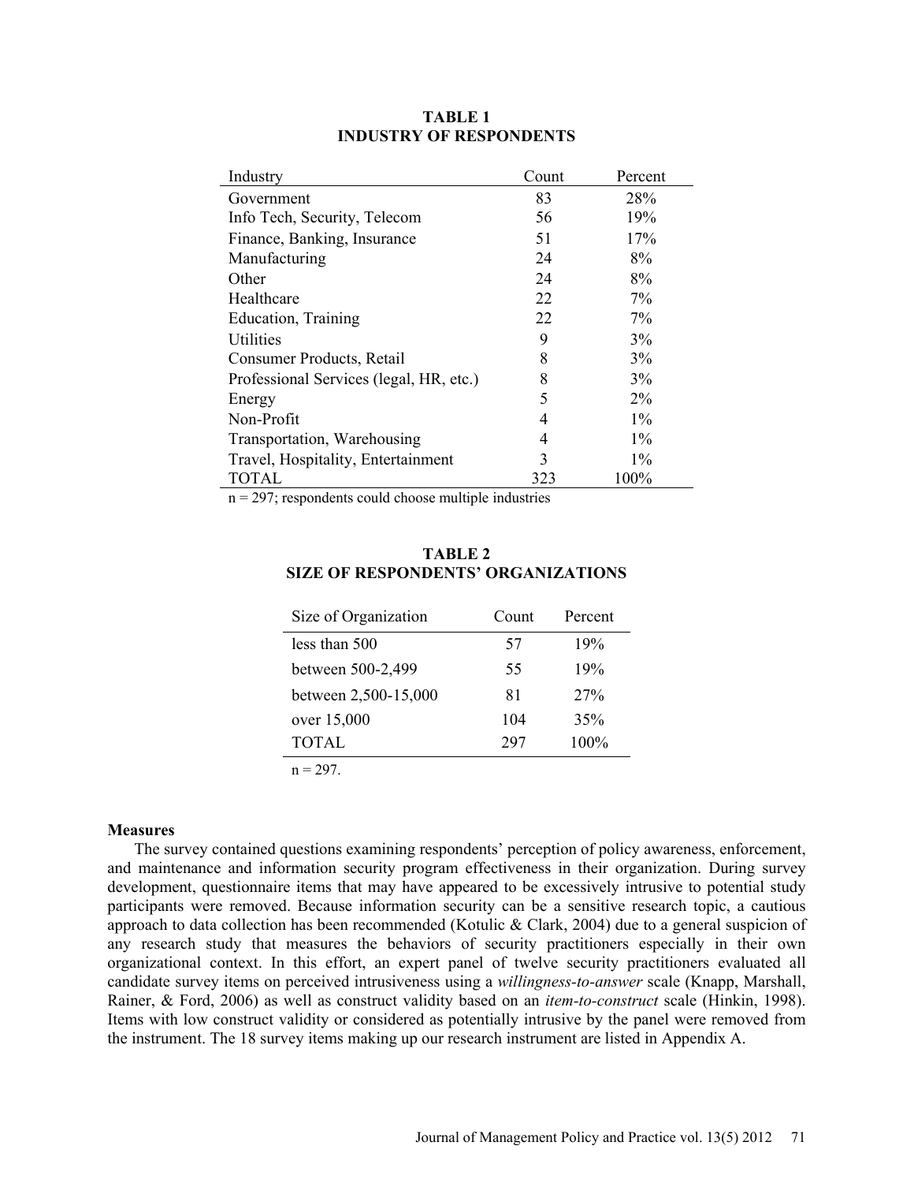**TABLE 1**
**INDUSTRY OF RESPONDENTS**

| Industry | Count | Percent |
|---|---|---|
| Government | 83 | 28% |
| Info Tech, Security, Telecom | 56 | 19% |
| Finance, Banking, Insurance | 51 | 17% |
| Manufacturing | 24 | 8% |
| Other | 24 | 8% |
| Healthcare | 22 | 7% |
| Education, Training | 22 | 7% |
| Utilities | 9 | 3% |
| Consumer Products, Retail | 8 | 3% |
| Professional Services (legal, HR, etc.) | 8 | 3% |
| Energy | 5 | 2% |
| Non-Profit | 4 | 1% |
| Transportation, Warehousing | 4 | 1% |
| Travel, Hospitality, Entertainment | 3 | 1% |
| TOTAL | 323 | 100% |

n = 297; respondents could choose multiple industries

**TABLE 2**
**SIZE OF RESPONDENTS' ORGANIZATIONS**

| Size of Organization | Count | Percent |
|---|---|---|
| less than 500 | 57 | 19% |
| between 500-2,499 | 55 | 19% |
| between 2,500-15,000 | 81 | 27% |
| over 15,000 | 104 | 35% |
| TOTAL | 297 | 100% |

n = 297.

### Measures

The survey contained questions examining respondents' perception of policy awareness, enforcement, and maintenance and information security program effectiveness in their organization. During survey development, questionnaire items that may have appeared to be excessively intrusive to potential study participants were removed. Because information security can be a sensitive research topic, a cautious approach to data collection has been recommended (Kotulic & Clark, 2004) due to a general suspicion of any research study that measures the behaviors of security practitioners especially in their own organizational context. In this effort, an expert panel of twelve security practitioners evaluated all candidate survey items on perceived intrusiveness using a *willingness-to-answer* scale (Knapp, Marshall, Rainer, & Ford, 2006) as well as construct validity based on an *item-to-construct* scale (Hinkin, 1998). Items with low construct validity or considered as potentially intrusive by the panel were removed from the instrument. The 18 survey items making up our research instrument are listed in Appendix A.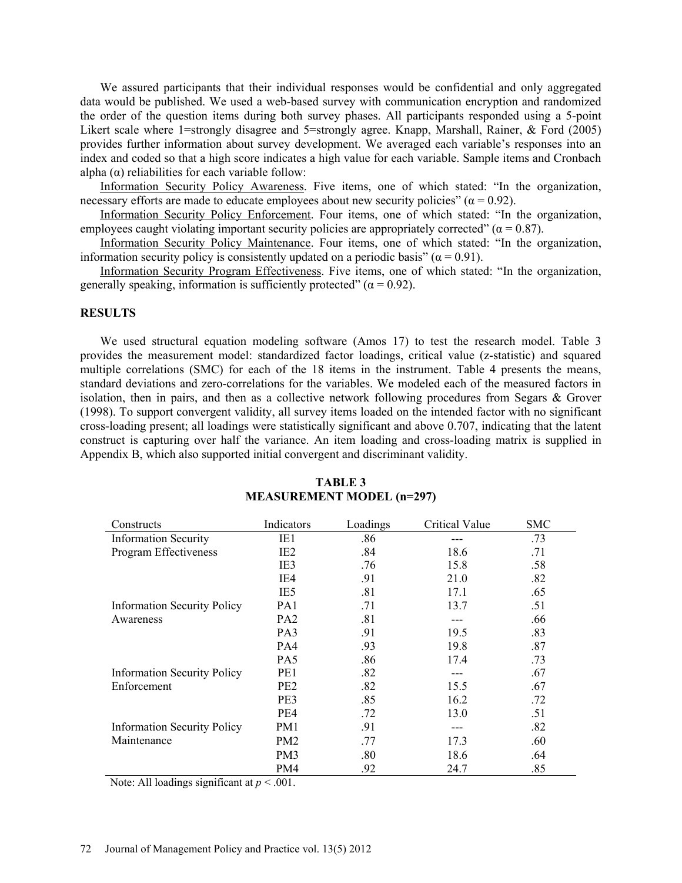We assured participants that their individual responses would be confidential and only aggregated data would be published. We used a web-based survey with communication encryption and randomized the order of the question items during both survey phases. All participants responded using a 5-point Likert scale where 1=strongly disagree and 5=strongly agree. Knapp, Marshall, Rainer, & Ford (2005) provides further information about survey development. We averaged each variable's responses into an index and coded so that a high score indicates a high value for each variable. Sample items and Cronbach alpha (α) reliabilities for each variable follow:

Information Security Policy Awareness. Five items, one of which stated: "In the organization, necessary efforts are made to educate employees about new security policies" (α = 0.92).

Information Security Policy Enforcement. Four items, one of which stated: "In the organization, employees caught violating important security policies are appropriately corrected" (α = 0.87).

Information Security Policy Maintenance. Four items, one of which stated: "In the organization, information security policy is consistently updated on a periodic basis" (α = 0.91).

Information Security Program Effectiveness. Five items, one of which stated: "In the organization, generally speaking, information is sufficiently protected" (α = 0.92).

## RESULTS

We used structural equation modeling software (Amos 17) to test the research model. Table 3 provides the measurement model: standardized factor loadings, critical value (z-statistic) and squared multiple correlations (SMC) for each of the 18 items in the instrument. Table 4 presents the means, standard deviations and zero-correlations for the variables. We modeled each of the measured factors in isolation, then in pairs, and then as a collective network following procedures from Segars & Grover (1998). To support convergent validity, all survey items loaded on the intended factor with no significant cross-loading present; all loadings were statistically significant and above 0.707, indicating that the latent construct is capturing over half the variance. An item loading and cross-loading matrix is supplied in Appendix B, which also supported initial convergent and discriminant validity.

**TABLE 3**
**MEASUREMENT MODEL (n=297)**

| Constructs | Indicators | Loadings | Critical Value | SMC |
|---|---|---|---|---|
| Information Security Program Effectiveness | IE1 | .86 | --- | .73 |
| | IE2 | .84 | 18.6 | .71 |
| | IE3 | .76 | 15.8 | .58 |
| | IE4 | .91 | 21.0 | .82 |
| | IE5 | .81 | 17.1 | .65 |
| Information Security Policy Awareness | PA1 | .71 | 13.7 | .51 |
| | PA2 | .81 | --- | .66 |
| | PA3 | .91 | 19.5 | .83 |
| | PA4 | .93 | 19.8 | .87 |
| | PA5 | .86 | 17.4 | .73 |
| Information Security Policy Enforcement | PE1 | .82 | --- | .67 |
| | PE2 | .82 | 15.5 | .67 |
| | PE3 | .85 | 16.2 | .72 |
| | PE4 | .72 | 13.0 | .51 |
| Information Security Policy Maintenance | PM1 | .91 | --- | .82 |
| | PM2 | .77 | 17.3 | .60 |
| | PM3 | .80 | 18.6 | .64 |
| | PM4 | .92 | 24.7 | .85 |

Note: All loadings significant at $p < .001$.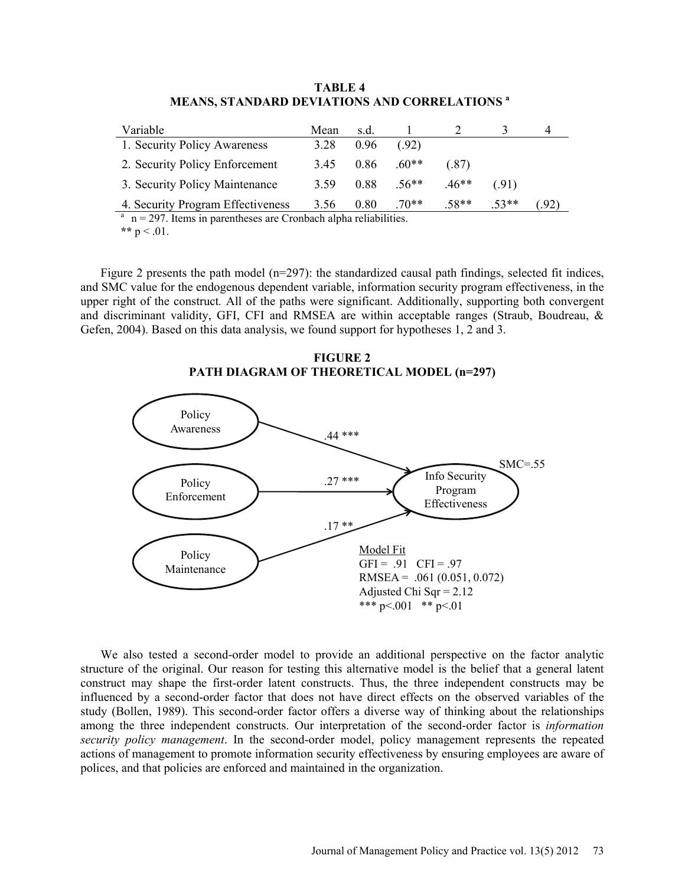**TABLE 4**
**MEANS, STANDARD DEVIATIONS AND CORRELATIONS [a]**

| Variable | Mean | s.d. | 1 | 2 | 3 | 4 |
|---|---|---|---|---|---|---|
| 1. Security Policy Awareness | 3.28 | 0.96 | (.92) | | | |
| 2. Security Policy Enforcement | 3.45 | 0.86 | .60** | (.87) | | |
| 3. Security Policy Maintenance | 3.59 | 0.88 | .56** | .46** | (.91) | |
| 4. Security Program Effectiveness | 3.56 | 0.80 | .70** | .58** | .53** | (.92) |

[a] n = 297. Items in parentheses are Cronbach alpha reliabilities.
** p < .01.

Figure 2 presents the path model (n=297): the standardized causal path findings, selected fit indices, and SMC value for the endogenous dependent variable, information security program effectiveness, in the upper right of the construct. All of the paths were significant. Additionally, supporting both convergent and discriminant validity, GFI, CFI and RMSEA are within acceptable ranges (Straub, Boudreau, & Gefen, 2004). Based on this data analysis, we found support for hypotheses 1, 2 and 3.

**FIGURE 2**
**PATH DIAGRAM OF THEORETICAL MODEL (n=297)**

Policy Awareness → Info Security Program Effectiveness: .44 ***
Policy Enforcement → Info Security Program Effectiveness: .27 ***
Policy Maintenance → Info Security Program Effectiveness: .17 **

SMC=.55

Model Fit
GFI = .91 CFI = .97
RMSEA = .061 (0.051, 0.072)
Adjusted Chi Sqr = 2.12
*** p<.001 ** p<.01

We also tested a second-order model to provide an additional perspective on the factor analytic structure of the original. Our reason for testing this alternative model is the belief that a general latent construct may shape the first-order latent constructs. Thus, the three independent constructs may be influenced by a second-order factor that does not have direct effects on the observed variables of the study (Bollen, 1989). This second-order factor offers a diverse way of thinking about the relationships among the three independent constructs. Our interpretation of the second-order factor is *information security policy management*. In the second-order model, policy management represents the repeated actions of management to promote information security effectiveness by ensuring employees are aware of polices, and that policies are enforced and maintained in the organization.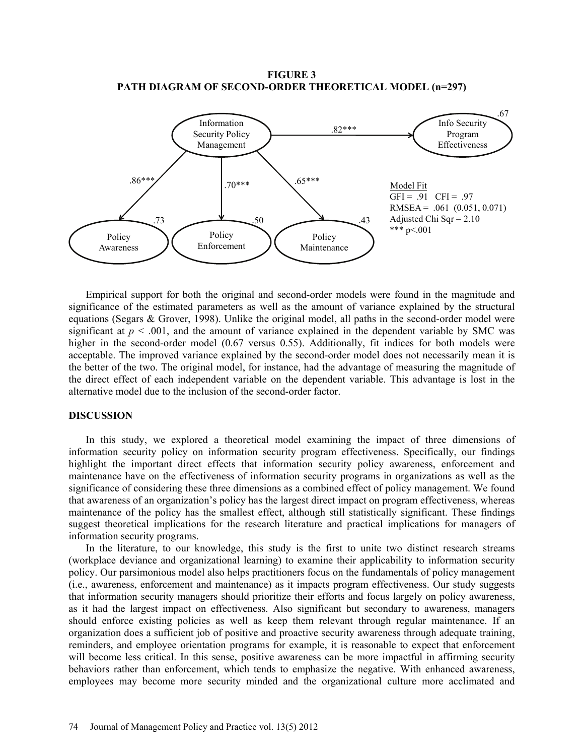**FIGURE 3**
**PATH DIAGRAM OF SECOND-ORDER THEORETICAL MODEL (n=297)**

Information Security Policy Management → Info Security Program Effectiveness: .82*** ($R^2$ = .67)

Information Security Policy Management → Policy Awareness: .86*** (.73)

Information Security Policy Management → Policy Enforcement: .70*** (.50)

Information Security Policy Management → Policy Maintenance: .65*** (.43)

Model Fit
GFI = .91 CFI = .97
RMSEA = .061 (0.051, 0.071)
Adjusted Chi Sqr = 2.10
*** p<.001

Empirical support for both the original and second-order models were found in the magnitude and significance of the estimated parameters as well as the amount of variance explained by the structural equations (Segars & Grover, 1998). Unlike the original model, all paths in the second-order model were significant at $p < .001$, and the amount of variance explained in the dependent variable by SMC was higher in the second-order model (0.67 versus 0.55). Additionally, fit indices for both models were acceptable. The improved variance explained by the second-order model does not necessarily mean it is the better of the two. The original model, for instance, had the advantage of measuring the magnitude of the direct effect of each independent variable on the dependent variable. This advantage is lost in the alternative model due to the inclusion of the second-order factor.

## DISCUSSION

In this study, we explored a theoretical model examining the impact of three dimensions of information security policy on information security program effectiveness. Specifically, our findings highlight the important direct effects that information security policy awareness, enforcement and maintenance have on the effectiveness of information security programs in organizations as well as the significance of considering these three dimensions as a combined effect of policy management. We found that awareness of an organization's policy has the largest direct impact on program effectiveness, whereas maintenance of the policy has the smallest effect, although still statistically significant. These findings suggest theoretical implications for the research literature and practical implications for managers of information security programs.

In the literature, to our knowledge, this study is the first to unite two distinct research streams (workplace deviance and organizational learning) to examine their applicability to information security policy. Our parsimonious model also helps practitioners focus on the fundamentals of policy management (i.e., awareness, enforcement and maintenance) as it impacts program effectiveness. Our study suggests that information security managers should prioritize their efforts and focus largely on policy awareness, as it had the largest impact on effectiveness. Also significant but secondary to awareness, managers should enforce existing policies as well as keep them relevant through regular maintenance. If an organization does a sufficient job of positive and proactive security awareness through adequate training, reminders, and employee orientation programs for example, it is reasonable to expect that enforcement will become less critical. In this sense, positive awareness can be more impactful in affirming security behaviors rather than enforcement, which tends to emphasize the negative. With enhanced awareness, employees may become more security minded and the organizational culture more acclimated and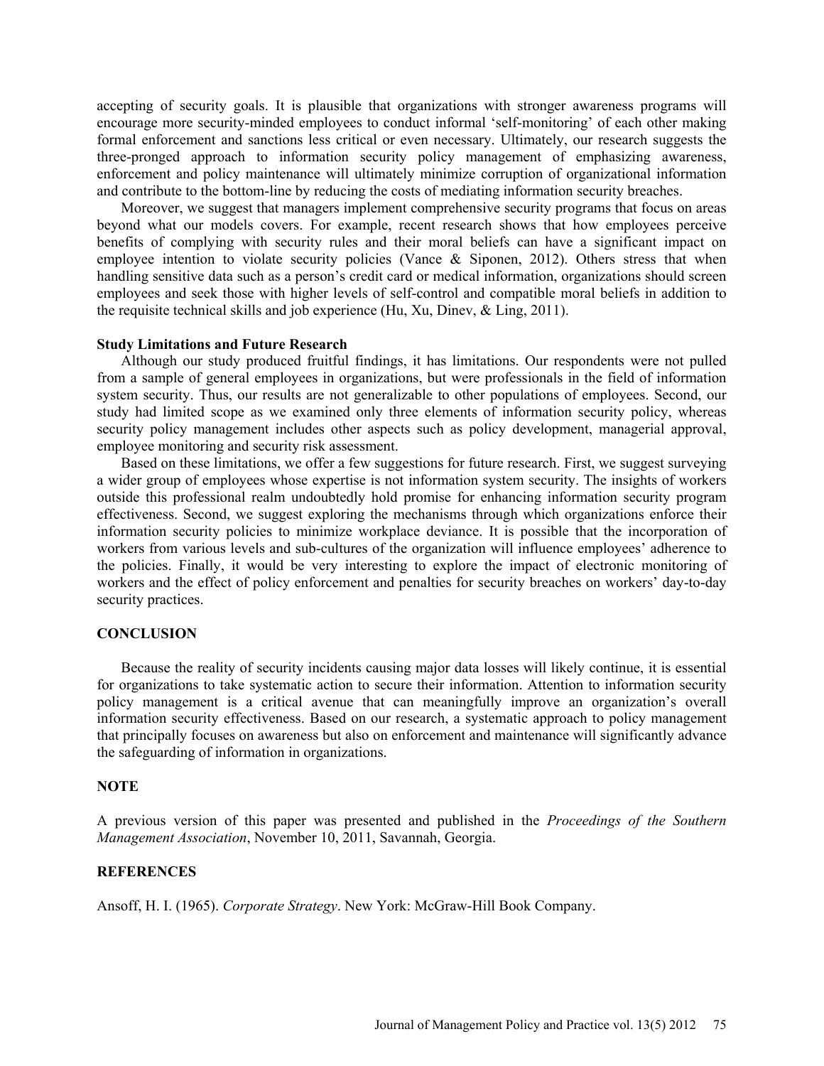accepting of security goals. It is plausible that organizations with stronger awareness programs will encourage more security-minded employees to conduct informal 'self-monitoring' of each other making formal enforcement and sanctions less critical or even necessary. Ultimately, our research suggests the three-pronged approach to information security policy management of emphasizing awareness, enforcement and policy maintenance will ultimately minimize corruption of organizational information and contribute to the bottom-line by reducing the costs of mediating information security breaches.

Moreover, we suggest that managers implement comprehensive security programs that focus on areas beyond what our models covers. For example, recent research shows that how employees perceive benefits of complying with security rules and their moral beliefs can have a significant impact on employee intention to violate security policies (Vance & Siponen, 2012). Others stress that when handling sensitive data such as a person's credit card or medical information, organizations should screen employees and seek those with higher levels of self-control and compatible moral beliefs in addition to the requisite technical skills and job experience (Hu, Xu, Dinev, & Ling, 2011).

### Study Limitations and Future Research

Although our study produced fruitful findings, it has limitations. Our respondents were not pulled from a sample of general employees in organizations, but were professionals in the field of information system security. Thus, our results are not generalizable to other populations of employees. Second, our study had limited scope as we examined only three elements of information security policy, whereas security policy management includes other aspects such as policy development, managerial approval, employee monitoring and security risk assessment.

Based on these limitations, we offer a few suggestions for future research. First, we suggest surveying a wider group of employees whose expertise is not information system security. The insights of workers outside this professional realm undoubtedly hold promise for enhancing information security program effectiveness. Second, we suggest exploring the mechanisms through which organizations enforce their information security policies to minimize workplace deviance. It is possible that the incorporation of workers from various levels and sub-cultures of the organization will influence employees' adherence to the policies. Finally, it would be very interesting to explore the impact of electronic monitoring of workers and the effect of policy enforcement and penalties for security breaches on workers' day-to-day security practices.

## CONCLUSION

Because the reality of security incidents causing major data losses will likely continue, it is essential for organizations to take systematic action to secure their information. Attention to information security policy management is a critical avenue that can meaningfully improve an organization's overall information security effectiveness. Based on our research, a systematic approach to policy management that principally focuses on awareness but also on enforcement and maintenance will significantly advance the safeguarding of information in organizations.

## NOTE

A previous version of this paper was presented and published in the *Proceedings of the Southern Management Association*, November 10, 2011, Savannah, Georgia.

## REFERENCES

Ansoff, H. I. (1965). *Corporate Strategy*. New York: McGraw-Hill Book Company.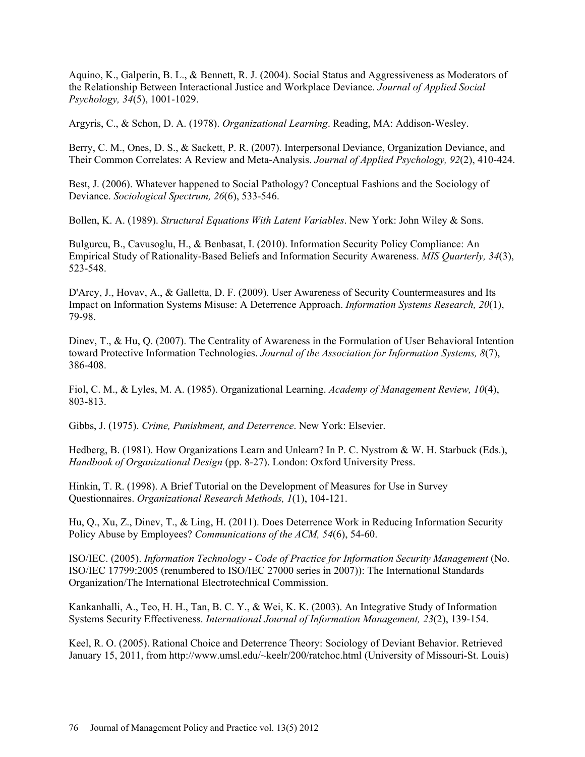Aquino, K., Galperin, B. L., & Bennett, R. J. (2004). Social Status and Aggressiveness as Moderators of the Relationship Between Interactional Justice and Workplace Deviance. *Journal of Applied Social Psychology, 34*(5), 1001-1029.

Argyris, C., & Schon, D. A. (1978). *Organizational Learning*. Reading, MA: Addison-Wesley.

Berry, C. M., Ones, D. S., & Sackett, P. R. (2007). Interpersonal Deviance, Organization Deviance, and Their Common Correlates: A Review and Meta-Analysis. *Journal of Applied Psychology, 92*(2), 410-424.

Best, J. (2006). Whatever happened to Social Pathology? Conceptual Fashions and the Sociology of Deviance. *Sociological Spectrum, 26*(6), 533-546.

Bollen, K. A. (1989). *Structural Equations With Latent Variables*. New York: John Wiley & Sons.

Bulgurcu, B., Cavusoglu, H., & Benbasat, I. (2010). Information Security Policy Compliance: An Empirical Study of Rationality-Based Beliefs and Information Security Awareness. *MIS Quarterly, 34*(3), 523-548.

D'Arcy, J., Hovav, A., & Galletta, D. F. (2009). User Awareness of Security Countermeasures and Its Impact on Information Systems Misuse: A Deterrence Approach. *Information Systems Research, 20*(1), 79-98.

Dinev, T., & Hu, Q. (2007). The Centrality of Awareness in the Formulation of User Behavioral Intention toward Protective Information Technologies. *Journal of the Association for Information Systems, 8*(7), 386-408.

Fiol, C. M., & Lyles, M. A. (1985). Organizational Learning. *Academy of Management Review, 10*(4), 803-813.

Gibbs, J. (1975). *Crime, Punishment, and Deterrence*. New York: Elsevier.

Hedberg, B. (1981). How Organizations Learn and Unlearn? In P. C. Nystrom & W. H. Starbuck (Eds.), *Handbook of Organizational Design* (pp. 8-27). London: Oxford University Press.

Hinkin, T. R. (1998). A Brief Tutorial on the Development of Measures for Use in Survey Questionnaires. *Organizational Research Methods, 1*(1), 104-121.

Hu, Q., Xu, Z., Dinev, T., & Ling, H. (2011). Does Deterrence Work in Reducing Information Security Policy Abuse by Employees? *Communications of the ACM, 54*(6), 54-60.

ISO/IEC. (2005). *Information Technology - Code of Practice for Information Security Management* (No. ISO/IEC 17799:2005 (renumbered to ISO/IEC 27000 series in 2007)): The International Standards Organization/The International Electrotechnical Commission.

Kankanhalli, A., Teo, H. H., Tan, B. C. Y., & Wei, K. K. (2003). An Integrative Study of Information Systems Security Effectiveness. *International Journal of Information Management, 23*(2), 139-154.

Keel, R. O. (2005). Rational Choice and Deterrence Theory: Sociology of Deviant Behavior. Retrieved January 15, 2011, from http://www.umsl.edu/~keelr/200/ratchoc.html (University of Missouri-St. Louis)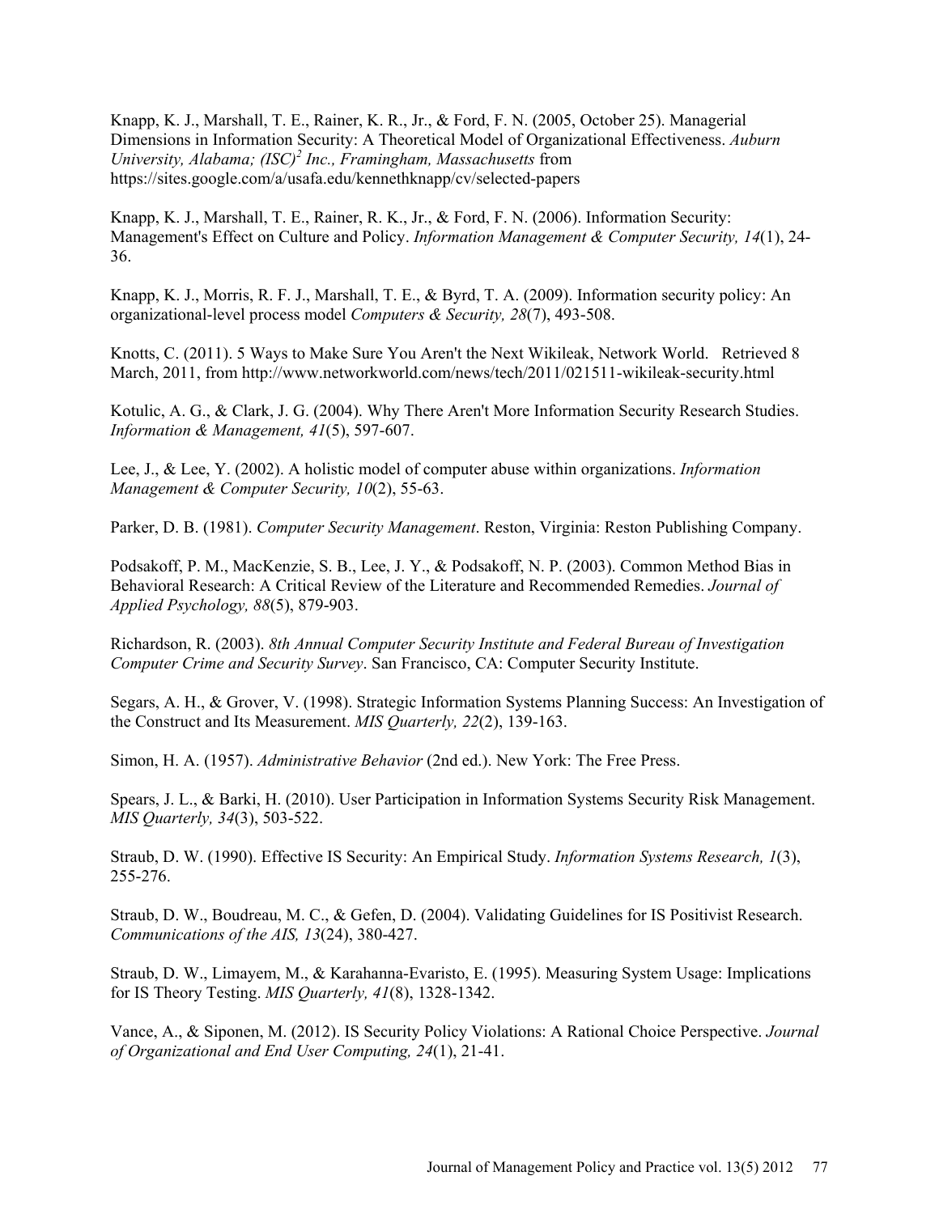Knapp, K. J., Marshall, T. E., Rainer, K. R., Jr., & Ford, F. N. (2005, October 25). Managerial Dimensions in Information Security: A Theoretical Model of Organizational Effectiveness. *Auburn University, Alabama; (ISC)[2] Inc., Framingham, Massachusetts* from https://sites.google.com/a/usafa.edu/kennethknapp/cv/selected-papers

Knapp, K. J., Marshall, T. E., Rainer, R. K., Jr., & Ford, F. N. (2006). Information Security: Management's Effect on Culture and Policy. *Information Management & Computer Security, 14*(1), 24-36.

Knapp, K. J., Morris, R. F. J., Marshall, T. E., & Byrd, T. A. (2009). Information security policy: An organizational-level process model *Computers & Security, 28*(7), 493-508.

Knotts, C. (2011). 5 Ways to Make Sure You Aren't the Next Wikileak, Network World. Retrieved 8 March, 2011, from http://www.networkworld.com/news/tech/2011/021511-wikileak-security.html

Kotulic, A. G., & Clark, J. G. (2004). Why There Aren't More Information Security Research Studies. *Information & Management, 41*(5), 597-607.

Lee, J., & Lee, Y. (2002). A holistic model of computer abuse within organizations. *Information Management & Computer Security, 10*(2), 55-63.

Parker, D. B. (1981). *Computer Security Management*. Reston, Virginia: Reston Publishing Company.

Podsakoff, P. M., MacKenzie, S. B., Lee, J. Y., & Podsakoff, N. P. (2003). Common Method Bias in Behavioral Research: A Critical Review of the Literature and Recommended Remedies. *Journal of Applied Psychology, 88*(5), 879-903.

Richardson, R. (2003). *8th Annual Computer Security Institute and Federal Bureau of Investigation Computer Crime and Security Survey*. San Francisco, CA: Computer Security Institute.

Segars, A. H., & Grover, V. (1998). Strategic Information Systems Planning Success: An Investigation of the Construct and Its Measurement. *MIS Quarterly, 22*(2), 139-163.

Simon, H. A. (1957). *Administrative Behavior* (2nd ed.). New York: The Free Press.

Spears, J. L., & Barki, H. (2010). User Participation in Information Systems Security Risk Management. *MIS Quarterly, 34*(3), 503-522.

Straub, D. W. (1990). Effective IS Security: An Empirical Study. *Information Systems Research, 1*(3), 255-276.

Straub, D. W., Boudreau, M. C., & Gefen, D. (2004). Validating Guidelines for IS Positivist Research. *Communications of the AIS, 13*(24), 380-427.

Straub, D. W., Limayem, M., & Karahanna-Evaristo, E. (1995). Measuring System Usage: Implications for IS Theory Testing. *MIS Quarterly, 41*(8), 1328-1342.

Vance, A., & Siponen, M. (2012). IS Security Policy Violations: A Rational Choice Perspective. *Journal of Organizational and End User Computing, 24*(1), 21-41.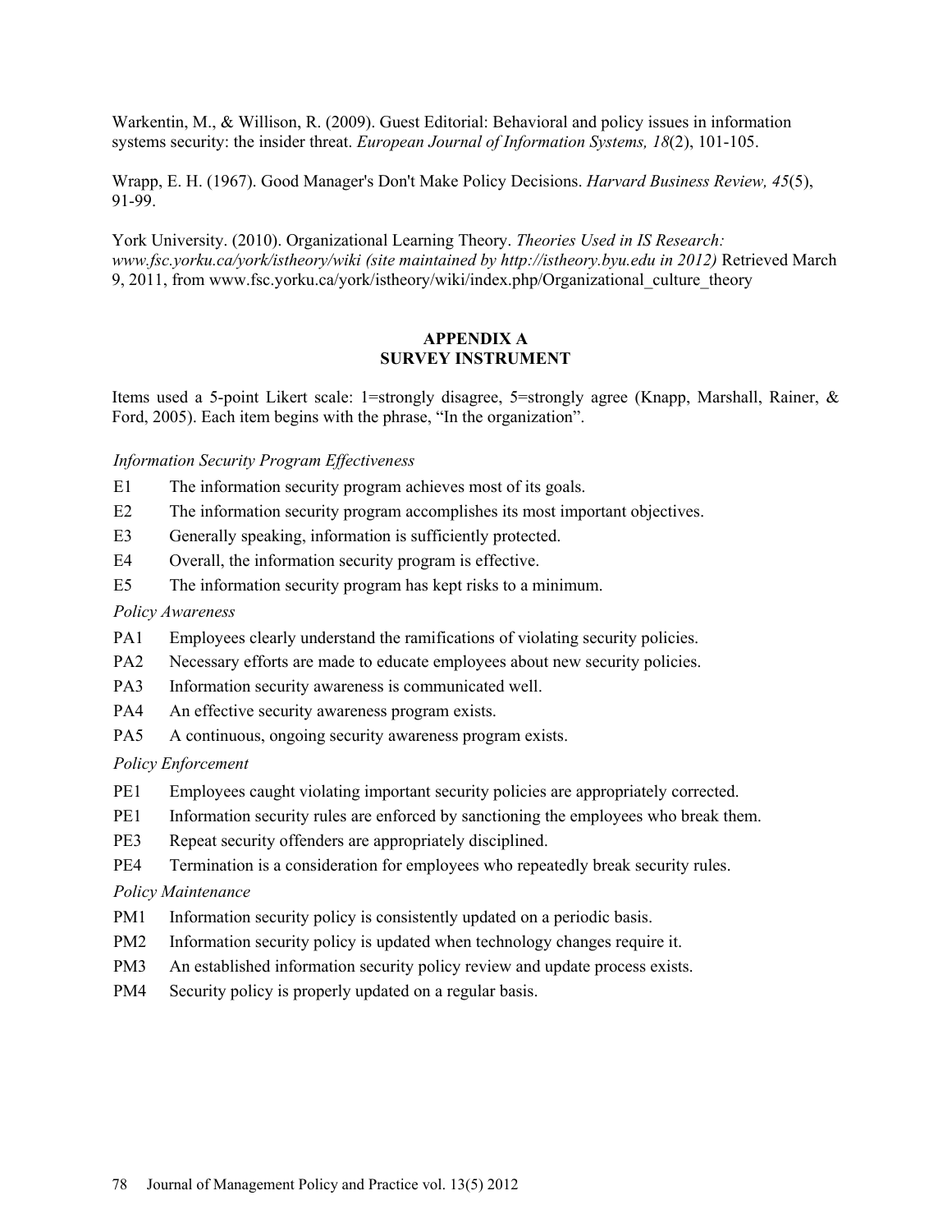Warkentin, M., & Willison, R. (2009). Guest Editorial: Behavioral and policy issues in information systems security: the insider threat. *European Journal of Information Systems, 18*(2), 101-105.

Wrapp, E. H. (1967). Good Manager's Don't Make Policy Decisions. *Harvard Business Review, 45*(5), 91-99.

York University. (2010). Organizational Learning Theory. *Theories Used in IS Research: www.fsc.yorku.ca/york/istheory/wiki (site maintained by http://istheory.byu.edu in 2012)* Retrieved March 9, 2011, from www.fsc.yorku.ca/york/istheory/wiki/index.php/Organizational_culture_theory

## APPENDIX A
## SURVEY INSTRUMENT

Items used a 5-point Likert scale: 1=strongly disagree, 5=strongly agree (Knapp, Marshall, Rainer, & Ford, 2005). Each item begins with the phrase, "In the organization".

*Information Security Program Effectiveness*

- E1 The information security program achieves most of its goals.
- E2 The information security program accomplishes its most important objectives.
- E3 Generally speaking, information is sufficiently protected.
- E4 Overall, the information security program is effective.
- E5 The information security program has kept risks to a minimum.

*Policy Awareness*

- PA1 Employees clearly understand the ramifications of violating security policies.
- PA2 Necessary efforts are made to educate employees about new security policies.
- PA3 Information security awareness is communicated well.
- PA4 An effective security awareness program exists.
- PA5 A continuous, ongoing security awareness program exists.

*Policy Enforcement*

- PE1 Employees caught violating important security policies are appropriately corrected.
- PE1 Information security rules are enforced by sanctioning the employees who break them.
- PE3 Repeat security offenders are appropriately disciplined.
- PE4 Termination is a consideration for employees who repeatedly break security rules.

*Policy Maintenance*

- PM1 Information security policy is consistently updated on a periodic basis.
- PM2 Information security policy is updated when technology changes require it.
- PM3 An established information security policy review and update process exists.
- PM4 Security policy is properly updated on a regular basis.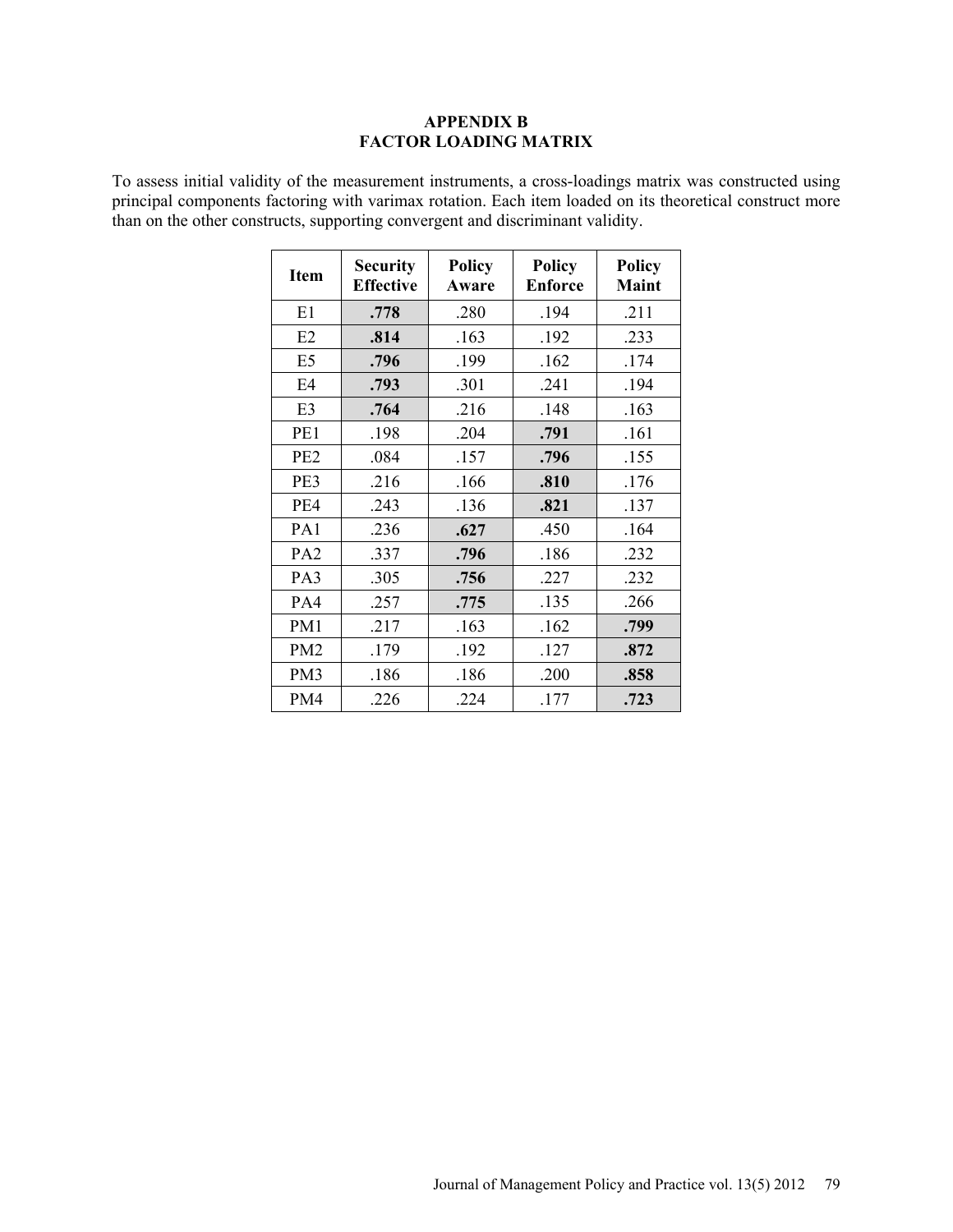## APPENDIX B
## FACTOR LOADING MATRIX

To assess initial validity of the measurement instruments, a cross-loadings matrix was constructed using principal components factoring with varimax rotation. Each item loaded on its theoretical construct more than on the other constructs, supporting convergent and discriminant validity.

| Item | Security Effective | Policy Aware | Policy Enforce | Policy Maint |
|---|---|---|---|---|
| E1 | **.778** | .280 | .194 | .211 |
| E2 | **.814** | .163 | .192 | .233 |
| E5 | **.796** | .199 | .162 | .174 |
| E4 | **.793** | .301 | .241 | .194 |
| E3 | **.764** | .216 | .148 | .163 |
| PE1 | .198 | .204 | **.791** | .161 |
| PE2 | .084 | .157 | **.796** | .155 |
| PE3 | .216 | .166 | **.810** | .176 |
| PE4 | .243 | .136 | **.821** | .137 |
| PA1 | .236 | **.627** | .450 | .164 |
| PA2 | .337 | **.796** | .186 | .232 |
| PA3 | .305 | **.756** | .227 | .232 |
| PA4 | .257 | **.775** | .135 | .266 |
| PM1 | .217 | .163 | .162 | **.799** |
| PM2 | .179 | .192 | .127 | **.872** |
| PM3 | .186 | .186 | .200 | **.858** |
| PM4 | .226 | .224 | .177 | **.723** |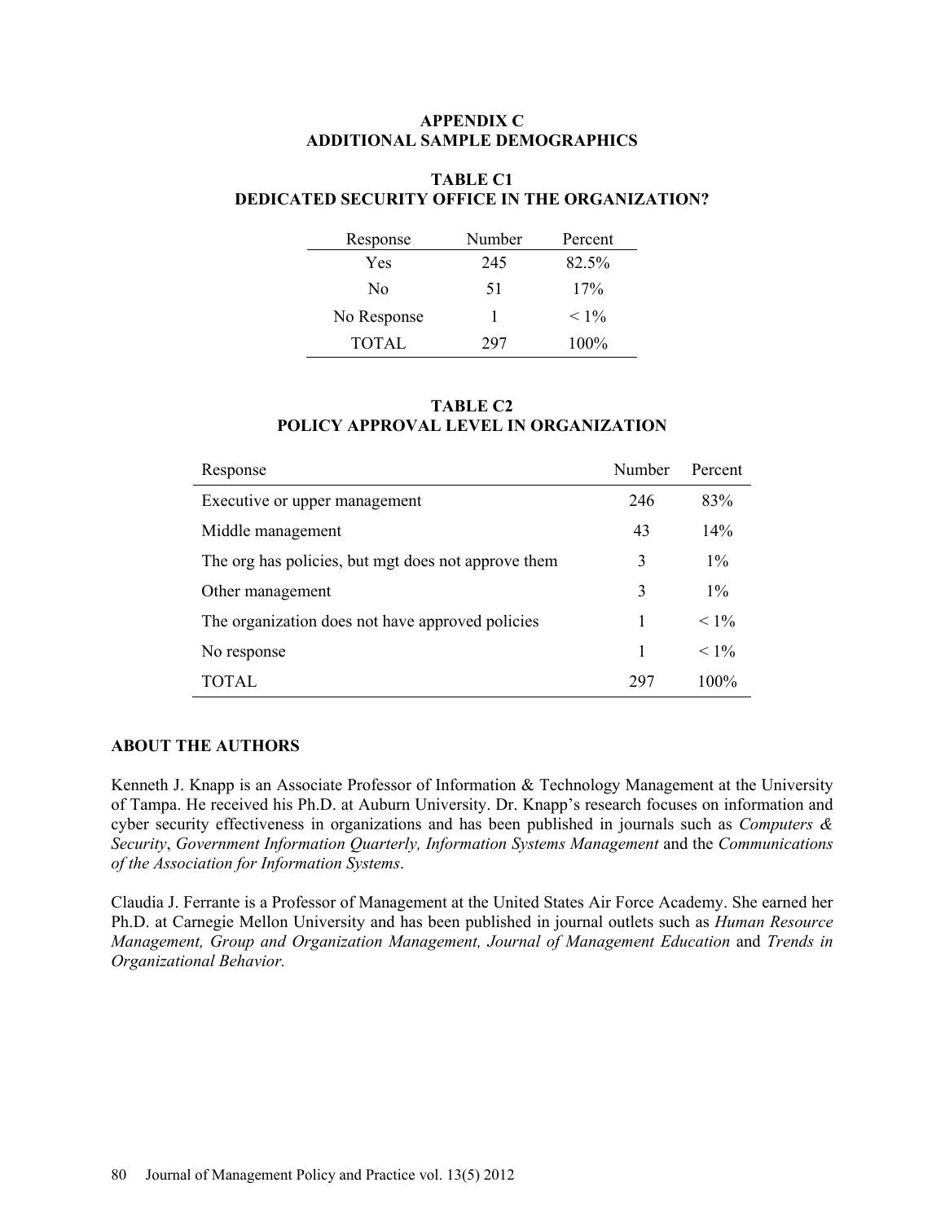## APPENDIX C
## ADDITIONAL SAMPLE DEMOGRAPHICS

### TABLE C1
### DEDICATED SECURITY OFFICE IN THE ORGANIZATION?

| Response | Number | Percent |
|---|---|---|
| Yes | 245 | 82.5% |
| No | 51 | 17% |
| No Response | 1 | < 1% |
| TOTAL | 297 | 100% |

### TABLE C2
### POLICY APPROVAL LEVEL IN ORGANIZATION

| Response | Number | Percent |
|---|---|---|
| Executive or upper management | 246 | 83% |
| Middle management | 43 | 14% |
| The org has policies, but mgt does not approve them | 3 | 1% |
| Other management | 3 | 1% |
| The organization does not have approved policies | 1 | < 1% |
| No response | 1 | < 1% |
| TOTAL | 297 | 100% |

## ABOUT THE AUTHORS

Kenneth J. Knapp is an Associate Professor of Information & Technology Management at the University of Tampa. He received his Ph.D. at Auburn University. Dr. Knapp's research focuses on information and cyber security effectiveness in organizations and has been published in journals such as *Computers & Security*, *Government Information Quarterly, Information Systems Management* and the *Communications of the Association for Information Systems*.

Claudia J. Ferrante is a Professor of Management at the United States Air Force Academy. She earned her Ph.D. at Carnegie Mellon University and has been published in journal outlets such as *Human Resource Management, Group and Organization Management, Journal of Management Education* and *Trends in Organizational Behavior.*